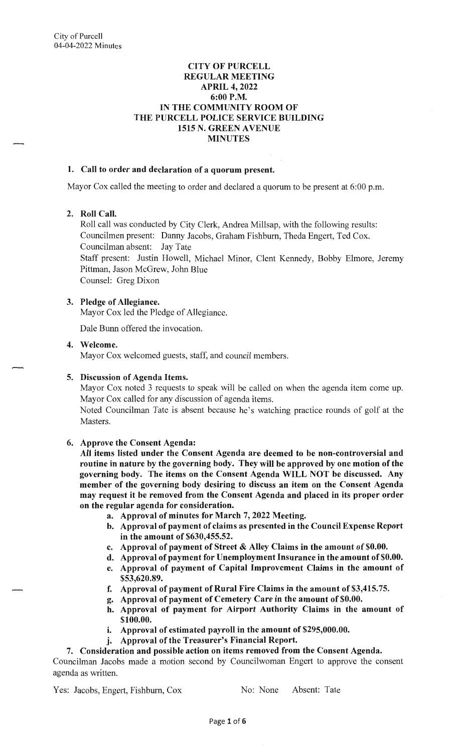# CITY OF PURCELL
## REGULAR MEETING
## APRIL 4, 2022
## 6:00 P.M.
## IN THE COMMUNITY ROOM OF THE PURCELL POLICE SERVICE BUILDING
## 1515 N. GREEN AVENUE
## MINUTES

**1. Call to order and declaration of a quorum present.**

Mayor Cox called the meeting to order and declared a quorum to be present at 6:00 p.m.

**2. Roll Call.**

Roll call was conducted by City Clerk, Andrea Millsap, with the following results:
Councilmen present: Danny Jacobs, Graham Fishburn, Theda Engert, Ted Cox.
Councilman absent: Jay Tate
Staff present: Justin Howell, Michael Minor, Clent Kennedy, Bobby Elmore, Jeremy Pittman, Jason McGrew, John Blue
Counsel: Greg Dixon

**3. Pledge of Allegiance.**

Mayor Cox led the Pledge of Allegiance.

Dale Bunn offered the invocation.

**4. Welcome.**

Mayor Cox welcomed guests, staff, and council members.

**5. Discussion of Agenda Items.**

Mayor Cox noted 3 requests to speak will be called on when the agenda item come up. Mayor Cox called for any discussion of agenda items.
Noted Councilman Tate is absent because he's watching practice rounds of golf at the Masters.

**6. Approve the Consent Agenda:**

**All items listed under the Consent Agenda are deemed to be non-controversial and routine in nature by the governing body. They will be approved by one motion of the governing body. The items on the Consent Agenda WILL NOT be discussed. Any member of the governing body desiring to discuss an item on the Consent Agenda may request it be removed from the Consent Agenda and placed in its proper order on the regular agenda for consideration.**

- **a. Approval of minutes for March 7, 2022 Meeting.**
- **b. Approval of payment of claims as presented in the Council Expense Report in the amount of $630,455.52.**
- **c. Approval of payment of Street & Alley Claims in the amount of $0.00.**
- **d. Approval of payment for Unemployment Insurance in the amount of $0.00.**
- **e. Approval of payment of Capital Improvement Claims in the amount of $53,620.89.**
- **f. Approval of payment of Rural Fire Claims in the amount of $3,415.75.**
- **g. Approval of payment of Cemetery Care in the amount of $0.00.**
- **h. Approval of payment for Airport Authority Claims in the amount of $100.00.**
- **i. Approval of estimated payroll in the amount of $295,000.00.**
- **j. Approval of the Treasurer's Financial Report.**

**7. Consideration and possible action on items removed from the Consent Agenda.**

Councilman Jacobs made a motion second by Councilwoman Engert to approve the consent agenda as written.

Yes: Jacobs, Engert, Fishburn, Cox No: None Absent: Tate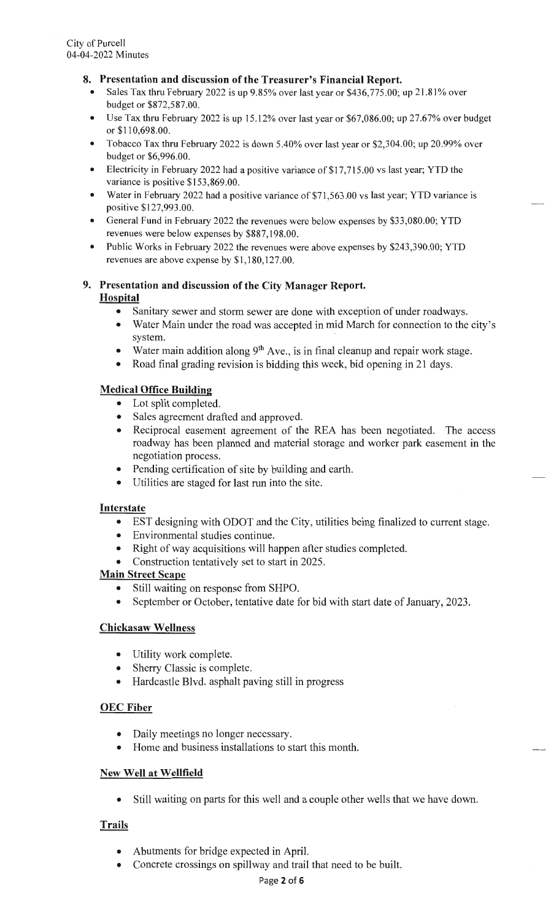## 8. Presentation and discussion of the Treasurer's Financial Report.

- Sales Tax thru February 2022 is up 9.85% over last year or $436,775.00; up 21.81% over budget or $872,587.00.
- Use Tax thru February 2022 is up 15.12% over last year or $67,086.00; up 27.67% over budget or $110,698.00.
- Tobacco Tax thru February 2022 is down 5.40% over last year or $2,304.00; up 20.99% over budget or $6,996.00.
- Electricity in February 2022 had a positive variance of $17,715.00 vs last year; YTD the variance is positive $153,869.00.
- Water in February 2022 had a positive variance of $71,563.00 vs last year; YTD variance is positive $127,993.00.
- General Fund in February 2022 the revenues were below expenses by $33,080.00; YTD revenues were below expenses by $887,198.00.
- Public Works in February 2022 the revenues were above expenses by $243,390.00; YTD revenues are above expense by $1,180,127.00.

## 9. Presentation and discussion of the City Manager Report.

**Hospital**

- Sanitary sewer and storm sewer are done with exception of under roadways.
- Water Main under the road was accepted in mid March for connection to the city's system.
- Water main addition along 9th Ave., is in final cleanup and repair work stage.
- Road final grading revision is bidding this week, bid opening in 21 days.

**Medical Office Building**

- Lot split completed.
- Sales agreement drafted and approved.
- Reciprocal easement agreement of the REA has been negotiated. The access roadway has been planned and material storage and worker park easement in the negotiation process.
- Pending certification of site by building and earth.
- Utilities are staged for last run into the site.

**Interstate**

- EST designing with ODOT and the City, utilities being finalized to current stage.
- Environmental studies continue.
- Right of way acquisitions will happen after studies completed.
- Construction tentatively set to start in 2025.

**Main Street Scape**

- Still waiting on response from SHPO.
- September or October, tentative date for bid with start date of January, 2023.

**Chickasaw Wellness**

- Utility work complete.
- Sherry Classic is complete.
- Hardcastle Blvd. asphalt paving still in progress

**OEC Fiber**

- Daily meetings no longer necessary.
- Home and business installations to start this month.

**New Well at Wellfield**

- Still waiting on parts for this well and a couple other wells that we have down.

**Trails**

- Abutments for bridge expected in April.
- Concrete crossings on spillway and trail that need to be built.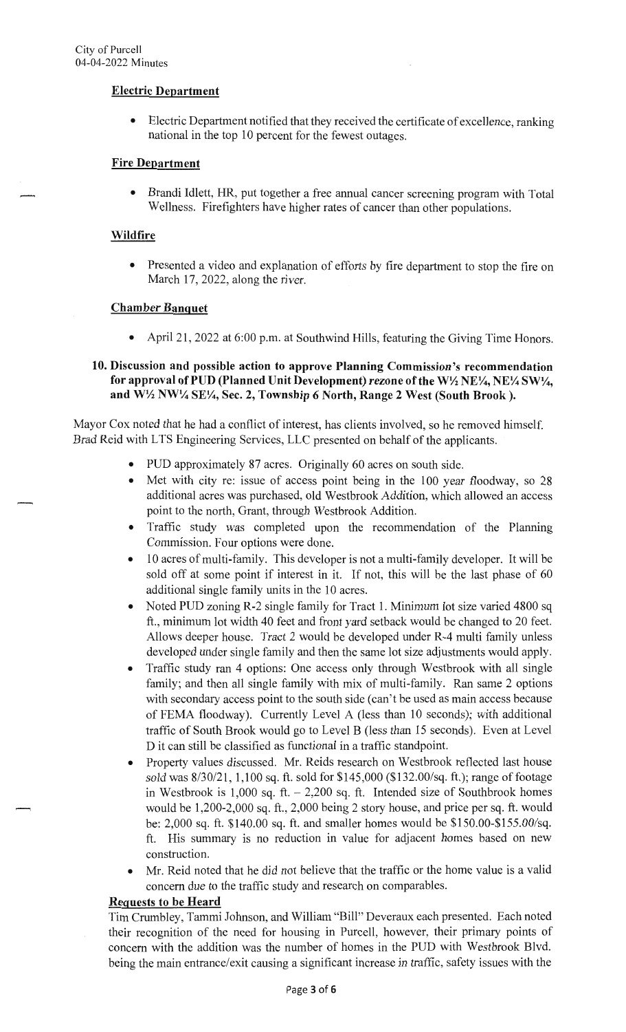### Electric Department

- Electric Department notified that they received the certificate of excellence, ranking national in the top 10 percent for the fewest outages.

### Fire Department

- Brandi Idlett, HR, put together a free annual cancer screening program with Total Wellness. Firefighters have higher rates of cancer than other populations.

### Wildfire

- Presented a video and explanation of efforts by fire department to stop the fire on March 17, 2022, along the river.

### Chamber Banquet

- April 21, 2022 at 6:00 p.m. at Southwind Hills, featuring the Giving Time Honors.

**10. Discussion and possible action to approve Planning Commission's recommendation for approval of PUD (Planned Unit Development) rezone of the W½ NE¼, NE¼ SW¼, and W½ NW¼ SE¼, Sec. 2, Township 6 North, Range 2 West (South Brook ).**

Mayor Cox noted that he had a conflict of interest, has clients involved, so he removed himself. Brad Reid with LTS Engineering Services, LLC presented on behalf of the applicants.

- PUD approximately 87 acres. Originally 60 acres on south side.
- Met with city re: issue of access point being in the 100 year floodway, so 28 additional acres was purchased, old Westbrook Addition, which allowed an access point to the north, Grant, through Westbrook Addition.
- Traffic study was completed upon the recommendation of the Planning Commission. Four options were done.
- 10 acres of multi-family. This developer is not a multi-family developer. It will be sold off at some point if interest in it. If not, this will be the last phase of 60 additional single family units in the 10 acres.
- Noted PUD zoning R-2 single family for Tract 1. Minimum lot size varied 4800 sq ft., minimum lot width 40 feet and front yard setback would be changed to 20 feet. Allows deeper house. Tract 2 would be developed under R-4 multi family unless developed under single family and then the same lot size adjustments would apply.
- Traffic study ran 4 options: One access only through Westbrook with all single family; and then all single family with mix of multi-family. Ran same 2 options with secondary access point to the south side (can't be used as main access because of FEMA floodway). Currently Level A (less than 10 seconds); with additional traffic of South Brook would go to Level B (less than 15 seconds). Even at Level D it can still be classified as functional in a traffic standpoint.
- Property values discussed. Mr. Reids research on Westbrook reflected last house sold was 8/30/21, 1,100 sq. ft. sold for $145,000 ($132.00/sq. ft.); range of footage in Westbrook is 1,000 sq. ft. – 2,200 sq. ft. Intended size of Southbrook homes would be 1,200-2,000 sq. ft., 2,000 being 2 story house, and price per sq. ft. would be: 2,000 sq. ft. $140.00 sq. ft. and smaller homes would be $150.00-$155.00/sq. ft. His summary is no reduction in value for adjacent homes based on new construction.
- Mr. Reid noted that he did not believe that the traffic or the home value is a valid concern due to the traffic study and research on comparables.

### Requests to be Heard

Tim Crumbley, Tammi Johnson, and William "Bill" Deveraux each presented. Each noted their recognition of the need for housing in Purcell, however, their primary points of concern with the addition was the number of homes in the PUD with Westbrook Blvd. being the main entrance/exit causing a significant increase in traffic, safety issues with the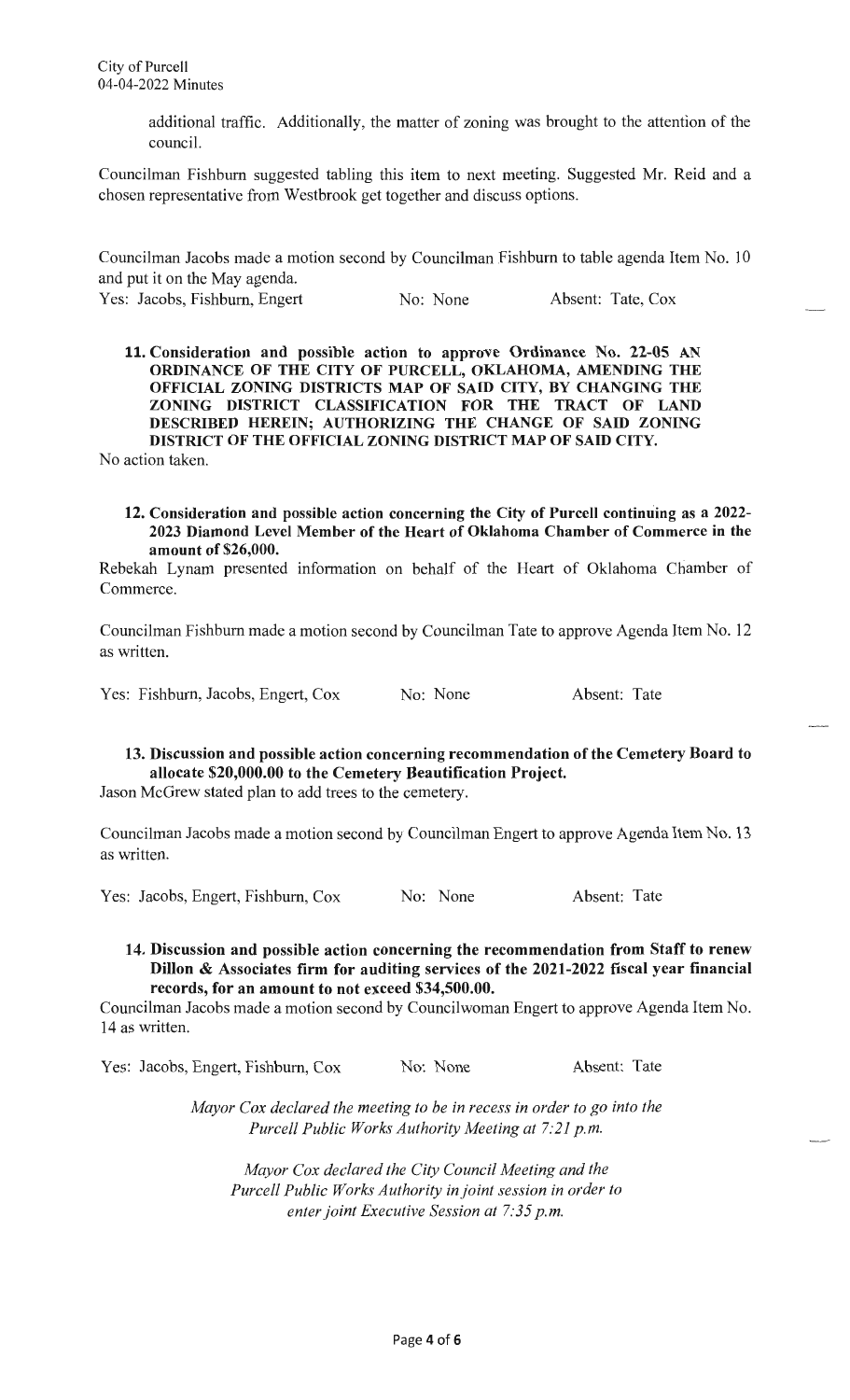additional traffic. Additionally, the matter of zoning was brought to the attention of the council.

Councilman Fishburn suggested tabling this item to next meeting. Suggested Mr. Reid and a chosen representative from Westbrook get together and discuss options.

Councilman Jacobs made a motion second by Councilman Fishburn to table agenda Item No. 10 and put it on the May agenda.

Yes: Jacobs, Fishburn, Engert    No: None    Absent: Tate, Cox

**11. Consideration and possible action to approve Ordinance No. 22-05 AN ORDINANCE OF THE CITY OF PURCELL, OKLAHOMA, AMENDING THE OFFICIAL ZONING DISTRICTS MAP OF SAID CITY, BY CHANGING THE ZONING DISTRICT CLASSIFICATION FOR THE TRACT OF LAND DESCRIBED HEREIN; AUTHORIZING THE CHANGE OF SAID ZONING DISTRICT OF THE OFFICIAL ZONING DISTRICT MAP OF SAID CITY.**

No action taken.

**12. Consideration and possible action concerning the City of Purcell continuing as a 2022-2023 Diamond Level Member of the Heart of Oklahoma Chamber of Commerce in the amount of $26,000.**

Rebekah Lynam presented information on behalf of the Heart of Oklahoma Chamber of Commerce.

Councilman Fishburn made a motion second by Councilman Tate to approve Agenda Item No. 12 as written.

Yes: Fishburn, Jacobs, Engert, Cox    No: None    Absent: Tate

**13. Discussion and possible action concerning recommendation of the Cemetery Board to allocate $20,000.00 to the Cemetery Beautification Project.**

Jason McGrew stated plan to add trees to the cemetery.

Councilman Jacobs made a motion second by Councilman Engert to approve Agenda Item No. 13 as written.

Yes: Jacobs, Engert, Fishburn, Cox    No: None    Absent: Tate

**14. Discussion and possible action concerning the recommendation from Staff to renew Dillon & Associates firm for auditing services of the 2021-2022 fiscal year financial records, for an amount to not exceed $34,500.00.**

Councilman Jacobs made a motion second by Councilwoman Engert to approve Agenda Item No. 14 as written.

Yes: Jacobs, Engert, Fishburn, Cox    No: None    Absent: Tate

*Mayor Cox declared the meeting to be in recess in order to go into the Purcell Public Works Authority Meeting at 7:21 p.m.*

*Mayor Cox declared the City Council Meeting and the Purcell Public Works Authority in joint session in order to enter joint Executive Session at 7:35 p.m.*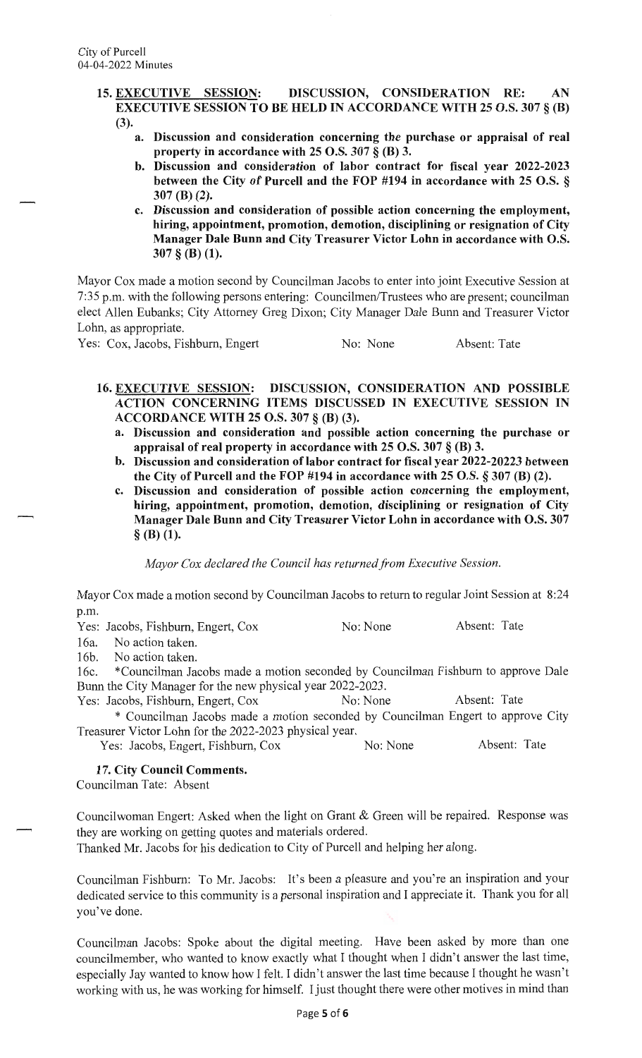**15. EXECUTIVE SESSION: DISCUSSION, CONSIDERATION RE: AN EXECUTIVE SESSION TO BE HELD IN ACCORDANCE WITH 25 O.S. 307 § (B) (3).**

- **a. Discussion and consideration concerning the purchase or appraisal of real property in accordance with 25 O.S. 307 § (B) 3.**
- **b. Discussion and consideration of labor contract for fiscal year 2022-2023 between the City of Purcell and the FOP #194 in accordance with 25 O.S. § 307 (B) (2).**
- **c. Discussion and consideration of possible action concerning the employment, hiring, appointment, promotion, demotion, disciplining or resignation of City Manager Dale Bunn and City Treasurer Victor Lohn in accordance with O.S. 307 § (B) (1).**

Mayor Cox made a motion second by Councilman Jacobs to enter into joint Executive Session at 7:35 p.m. with the following persons entering: Councilmen/Trustees who are present; councilman elect Allen Eubanks; City Attorney Greg Dixon; City Manager Dale Bunn and Treasurer Victor Lohn, as appropriate.

Yes: Cox, Jacobs, Fishburn, Engert No: None Absent: Tate

**16. EXECUTIVE SESSION: DISCUSSION, CONSIDERATION AND POSSIBLE ACTION CONCERNING ITEMS DISCUSSED IN EXECUTIVE SESSION IN ACCORDANCE WITH 25 O.S. 307 § (B) (3).**

- **a. Discussion and consideration and possible action concerning the purchase or appraisal of real property in accordance with 25 O.S. 307 § (B) 3.**
- **b. Discussion and consideration of labor contract for fiscal year 2022-20223 between the City of Purcell and the FOP #194 in accordance with 25 O.S. § 307 (B) (2).**
- **c. Discussion and consideration of possible action concerning the employment, hiring, appointment, promotion, demotion, disciplining or resignation of City Manager Dale Bunn and City Treasurer Victor Lohn in accordance with O.S. 307 § (B) (1).**

*Mayor Cox declared the Council has returned from Executive Session.*

Mayor Cox made a motion second by Councilman Jacobs to return to regular Joint Session at 8:24 p.m.

Yes: Jacobs, Fishburn, Engert, Cox No: None Absent: Tate

16a. No action taken.

16b. No action taken.

16c. *Councilman Jacobs made a motion seconded by Councilman Fishburn to approve Dale Bunn the City Manager for the new physical year 2022-2023.

Yes: Jacobs, Fishburn, Engert, Cox No: None Absent: Tate

* Councilman Jacobs made a motion seconded by Councilman Engert to approve City Treasurer Victor Lohn for the 2022-2023 physical year.

Yes: Jacobs, Engert, Fishburn, Cox No: None Absent: Tate

**17. City Council Comments.**

Councilman Tate: Absent

Councilwoman Engert: Asked when the light on Grant & Green will be repaired. Response was they are working on getting quotes and materials ordered.

Thanked Mr. Jacobs for his dedication to City of Purcell and helping her along.

Councilman Fishburn: To Mr. Jacobs: It's been a pleasure and you're an inspiration and your dedicated service to this community is a personal inspiration and I appreciate it. Thank you for all you've done.

Councilman Jacobs: Spoke about the digital meeting. Have been asked by more than one councilmember, who wanted to know exactly what I thought when I didn't answer the last time, especially Jay wanted to know how I felt. I didn't answer the last time because I thought he wasn't working with us, he was working for himself. I just thought there were other motives in mind than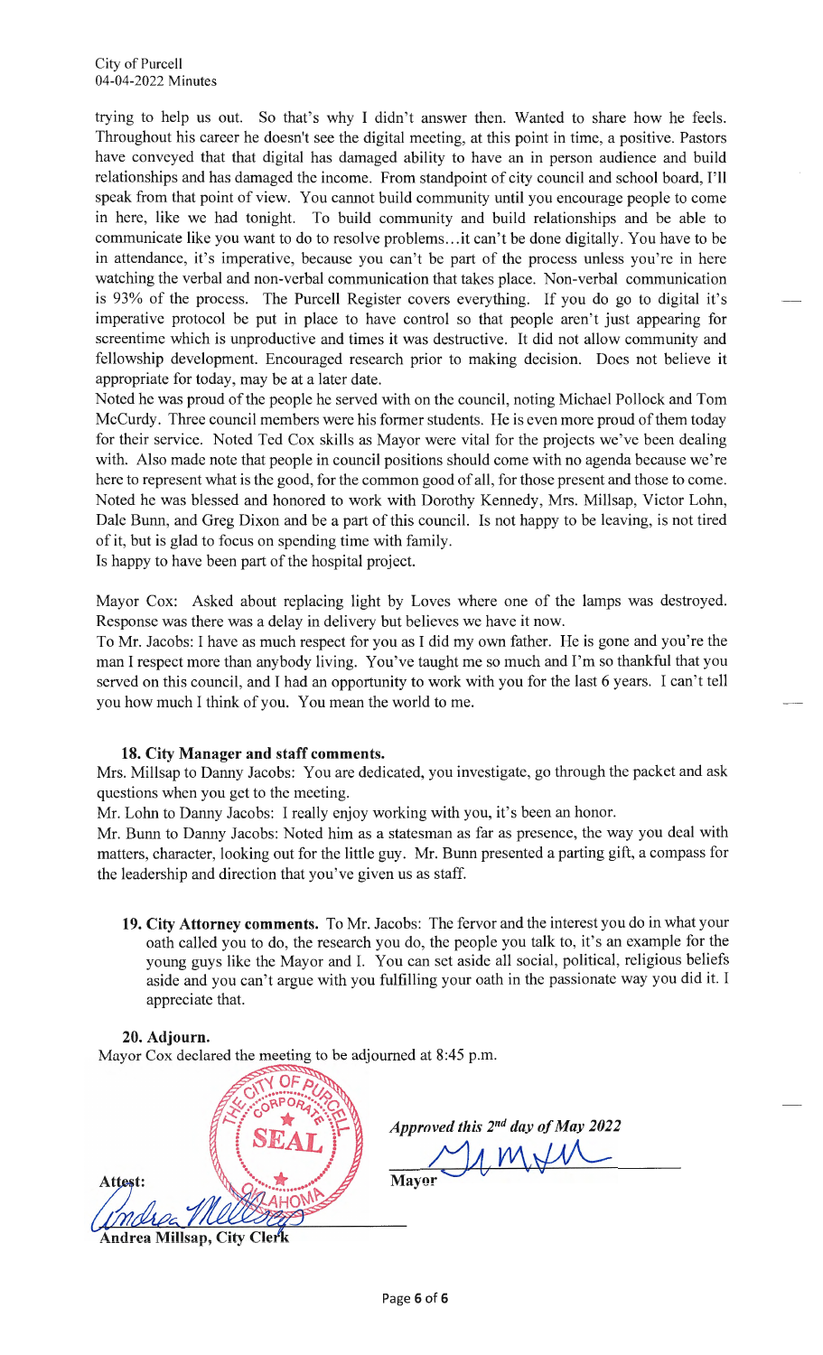trying to help us out. So that's why I didn't answer then. Wanted to share how he feels. Throughout his career he doesn't see the digital meeting, at this point in time, a positive. Pastors have conveyed that that digital has damaged ability to have an in person audience and build relationships and has damaged the income. From standpoint of city council and school board, I'll speak from that point of view. You cannot build community until you encourage people to come in here, like we had tonight. To build community and build relationships and be able to communicate like you want to do to resolve problems…it can't be done digitally. You have to be in attendance, it's imperative, because you can't be part of the process unless you're in here watching the verbal and non-verbal communication that takes place. Non-verbal communication is 93% of the process. The Purcell Register covers everything. If you do go to digital it's imperative protocol be put in place to have control so that people aren't just appearing for screentime which is unproductive and times it was destructive. It did not allow community and fellowship development. Encouraged research prior to making decision. Does not believe it appropriate for today, may be at a later date.

Noted he was proud of the people he served with on the council, noting Michael Pollock and Tom McCurdy. Three council members were his former students. He is even more proud of them today for their service. Noted Ted Cox skills as Mayor were vital for the projects we've been dealing with. Also made note that people in council positions should come with no agenda because we're here to represent what is the good, for the common good of all, for those present and those to come. Noted he was blessed and honored to work with Dorothy Kennedy, Mrs. Millsap, Victor Lohn, Dale Bunn, and Greg Dixon and be a part of this council. Is not happy to be leaving, is not tired of it, but is glad to focus on spending time with family.

Is happy to have been part of the hospital project.

Mayor Cox: Asked about replacing light by Loves where one of the lamps was destroyed. Response was there was a delay in delivery but believes we have it now.

To Mr. Jacobs: I have as much respect for you as I did my own father. He is gone and you're the man I respect more than anybody living. You've taught me so much and I'm so thankful that you served on this council, and I had an opportunity to work with you for the last 6 years. I can't tell you how much I think of you. You mean the world to me.

**18. City Manager and staff comments.**

Mrs. Millsap to Danny Jacobs: You are dedicated, you investigate, go through the packet and ask questions when you get to the meeting.

Mr. Lohn to Danny Jacobs: I really enjoy working with you, it's been an honor.

Mr. Bunn to Danny Jacobs: Noted him as a statesman as far as presence, the way you deal with matters, character, looking out for the little guy. Mr. Bunn presented a parting gift, a compass for the leadership and direction that you've given us as staff.

**19. City Attorney comments.** To Mr. Jacobs: The fervor and the interest you do in what your oath called you to do, the research you do, the people you talk to, it's an example for the young guys like the Mayor and I. You can set aside all social, political, religious beliefs aside and you can't argue with you fulfilling your oath in the passionate way you did it. I appreciate that.

**20. Adjourn.**

Mayor Cox declared the meeting to be adjourned at 8:45 p.m.

THE CITY OF PURCELL CORPORATE SEAL OKLAHOMA

Attest:

Andrea Millsap, City Clerk

*Approved this 2nd day of May 2022*

Mayor